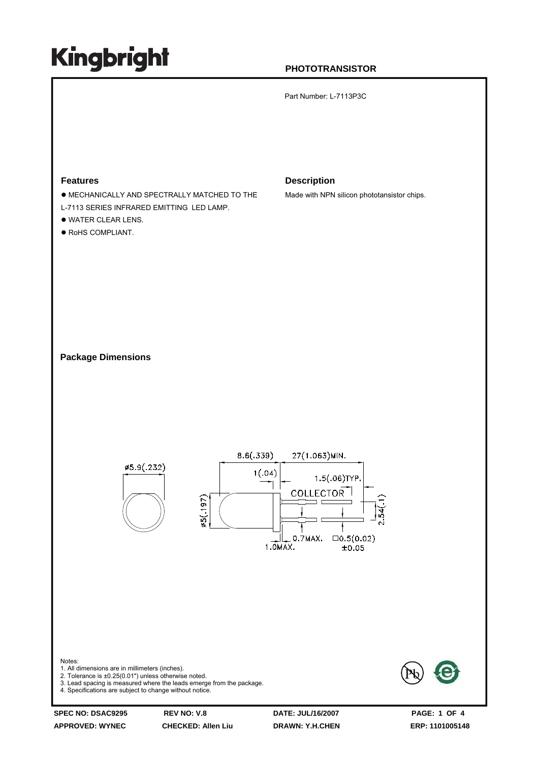# Kingbright

**PHOTOTRANSISTOR**

Part Number: L-7113P3C

## Features

- MECHANICALLY AND SPECTRALLY MATCHED TO THE L-7113 SERIES INFRARED EMITTING LED LAMP.
- WATER CLEAR LENS.
- RoHS COMPLIANT.

## Description

Made with NPN silicon phototansistor chips.

## Package Dimensions

ø5.9(.232)

8.6(.339)

27(1.063)MIN.

1(.04)

1.5(.06)TYP.

COLLECTOR

ø5(.197)

2.54(.1)

0.7MAX.

1.0MAX.

□0.5(0.02) ±0.05

Notes:
1. All dimensions are in millimeters (inches).
2. Tolerance is ±0.25(0.01") unless otherwise noted.
3. Lead spacing is measured where the leads emerge from the package.
4. Specifications are subject to change without notice.

| SPEC NO: DSAC9295 | REV NO: V.8 | DATE: JUL/16/2007 |
|---|---|---|
| APPROVED: WYNEC | CHECKED: Allen Liu | DRAWN: Y.H.CHEN |

ERP: 1101005148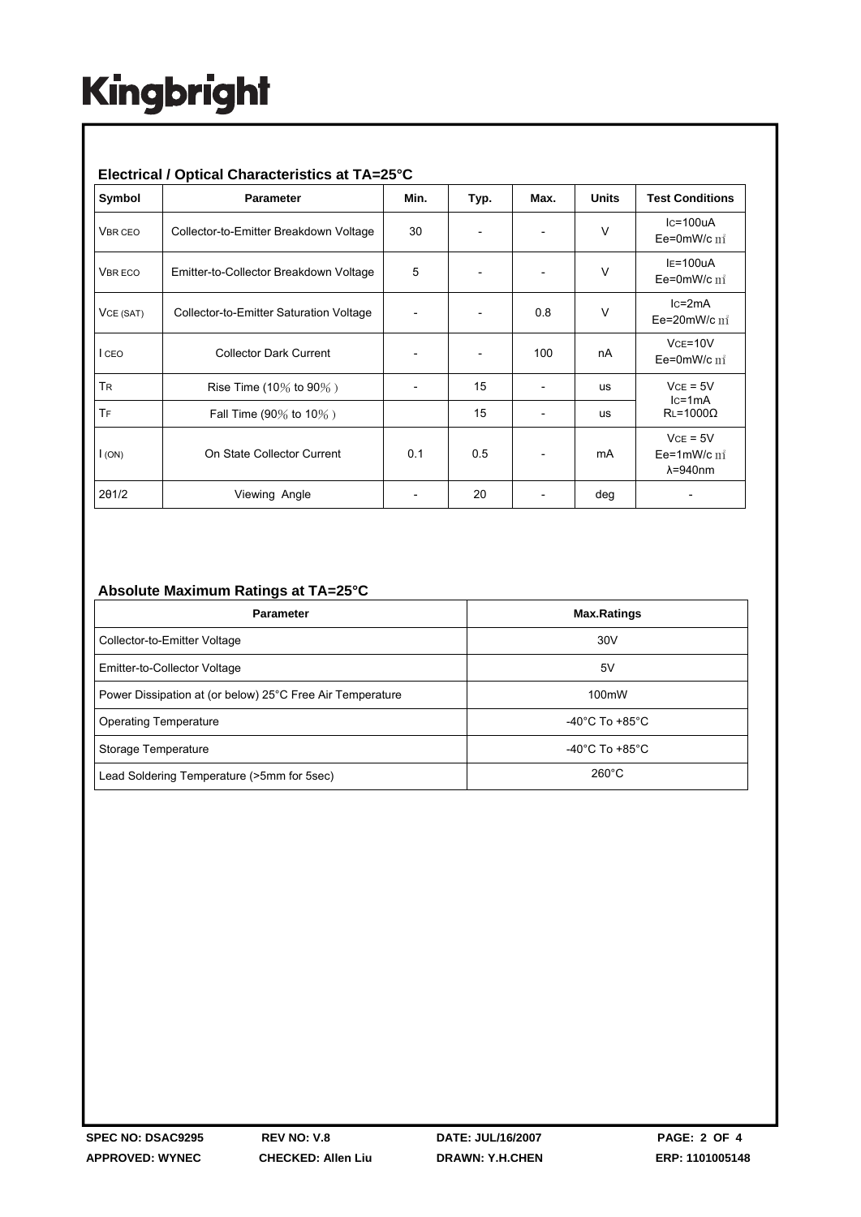## Electrical / Optical Characteristics at TA=25°C

| Symbol | Parameter | Min. | Typ. | Max. | Units | Test Conditions |
|---|---|---|---|---|---|---|
| $V_{BR\ CEO}$ | Collector-to-Emitter Breakdown Voltage | 30 | - | - | V | $I_C$=100uA Ee=0mW/c㎡ |
| $V_{BR\ ECO}$ | Emitter-to-Collector Breakdown Voltage | 5 | - | - | V | $I_E$=100uA Ee=0mW/c㎡ |
| $V_{CE\ (SAT)}$ | Collector-to-Emitter Saturation Voltage | - | - | 0.8 | V | $I_C$=2mA Ee=20mW/c㎡ |
| $I_{CEO}$ | Collector Dark Current | - | - | 100 | nA | $V_{CE}$=10V Ee=0mW/c㎡ |
| $T_R$ | Rise Time (10% to 90%) | - | 15 | - | us | $V_{CE}$ = 5V $I_C$=1mA $R_L$=1000Ω |
| $T_F$ | Fall Time (90% to 10%) | | 15 | - | us | |
| $I_{(ON)}$ | On State Collector Current | 0.1 | 0.5 | - | mA | $V_{CE}$ = 5V Ee=1mW/c㎡ λ=940nm |
| 2θ1/2 | Viewing Angle | - | 20 | - | deg | - |

## Absolute Maximum Ratings at TA=25°C

| Parameter | Max.Ratings |
|---|---|
| Collector-to-Emitter Voltage | 30V |
| Emitter-to-Collector Voltage | 5V |
| Power Dissipation at (or below) 25°C Free Air Temperature | 100mW |
| Operating Temperature | -40°C To +85°C |
| Storage Temperature | -40°C To +85°C |
| Lead Soldering Temperature (>5mm for 5sec) | 260°C |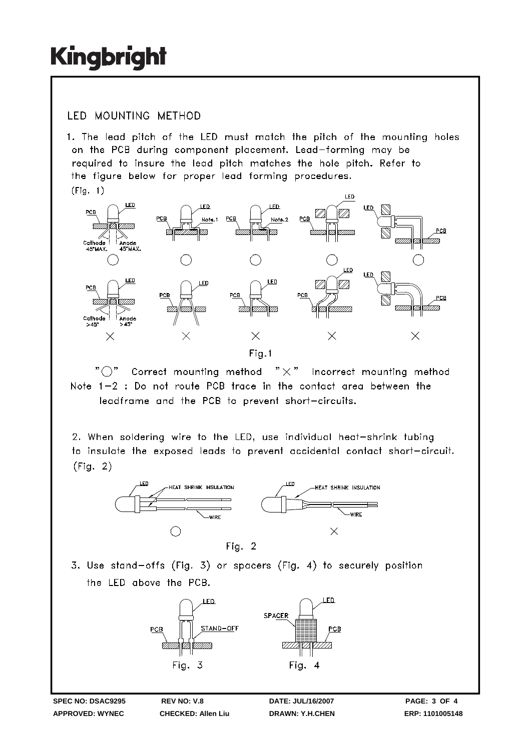## LED MOUNTING METHOD

1. The lead pitch of the LED must match the pitch of the mounting holes on the PCB during component placement. Lead-forming may be required to insure the lead pitch matches the hole pitch. Refer to the figure below for proper lead forming procedures. (Fig. 1)

Fig.1

"○" Correct mounting method "×" Incorrect mounting method

Note 1-2 : Do not route PCB trace in the contact area between the leadframe and the PCB to prevent short-circuits.

2. When soldering wire to the LED, use individual heat-shrink tubing to insulate the exposed leads to prevent accidental contact short-circuit. (Fig. 2)

Fig. 2

3. Use stand-offs (Fig. 3) or spacers (Fig. 4) to securely position the LED above the PCB.

Fig. 3 Fig. 4

SPEC NO: DSAC9295 REV NO: V.8 DATE: JUL/16/2007
APPROVED: WYNEC CHECKED: Allen Liu DRAWN: Y.H.CHEN ERP: 1101005148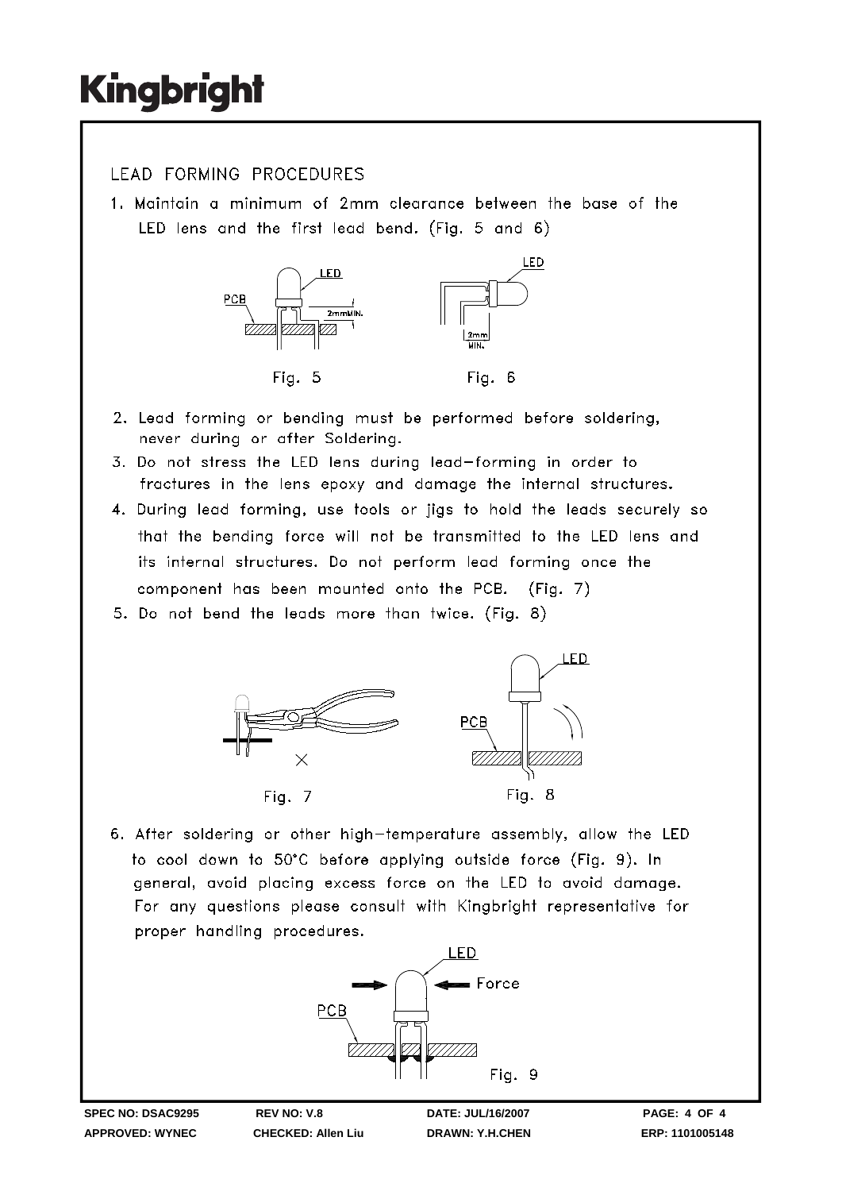# Kingbright

## LEAD FORMING PROCEDURES

1. Maintain a minimum of 2mm clearance between the base of the LED lens and the first lead bend. (Fig. 5 and 6)

LED
PCB
2mmMIN.

Fig. 5

LED
2mm MIN.

Fig. 6

2. Lead forming or bending must be performed before soldering, never during or after Soldering.
3. Do not stress the LED lens during lead-forming in order to fractures in the lens epoxy and damage the internal structures.
4. During lead forming, use tools or jigs to hold the leads securely so that the bending force will not be transmitted to the LED lens and its internal structures. Do not perform lead forming once the component has been mounted onto the PCB. (Fig. 7)
5. Do not bend the leads more than twice. (Fig. 8)

×

Fig. 7

LED
PCB

Fig. 8

6. After soldering or other high-temperature assembly, allow the LED to cool down to 50°C before applying outside force (Fig. 9). In general, avoid placing excess force on the LED to avoid damage. For any questions please consult with Kingbright representative for proper handling procedures.

LED
Force
PCB

Fig. 9

SPEC NO: DSAC9295 | REV NO: V.8 | DATE: JUL/16/2007
APPROVED: WYNEC | CHECKED: Allen Liu | DRAWN: Y.H.CHEN | ERP: 1101005148